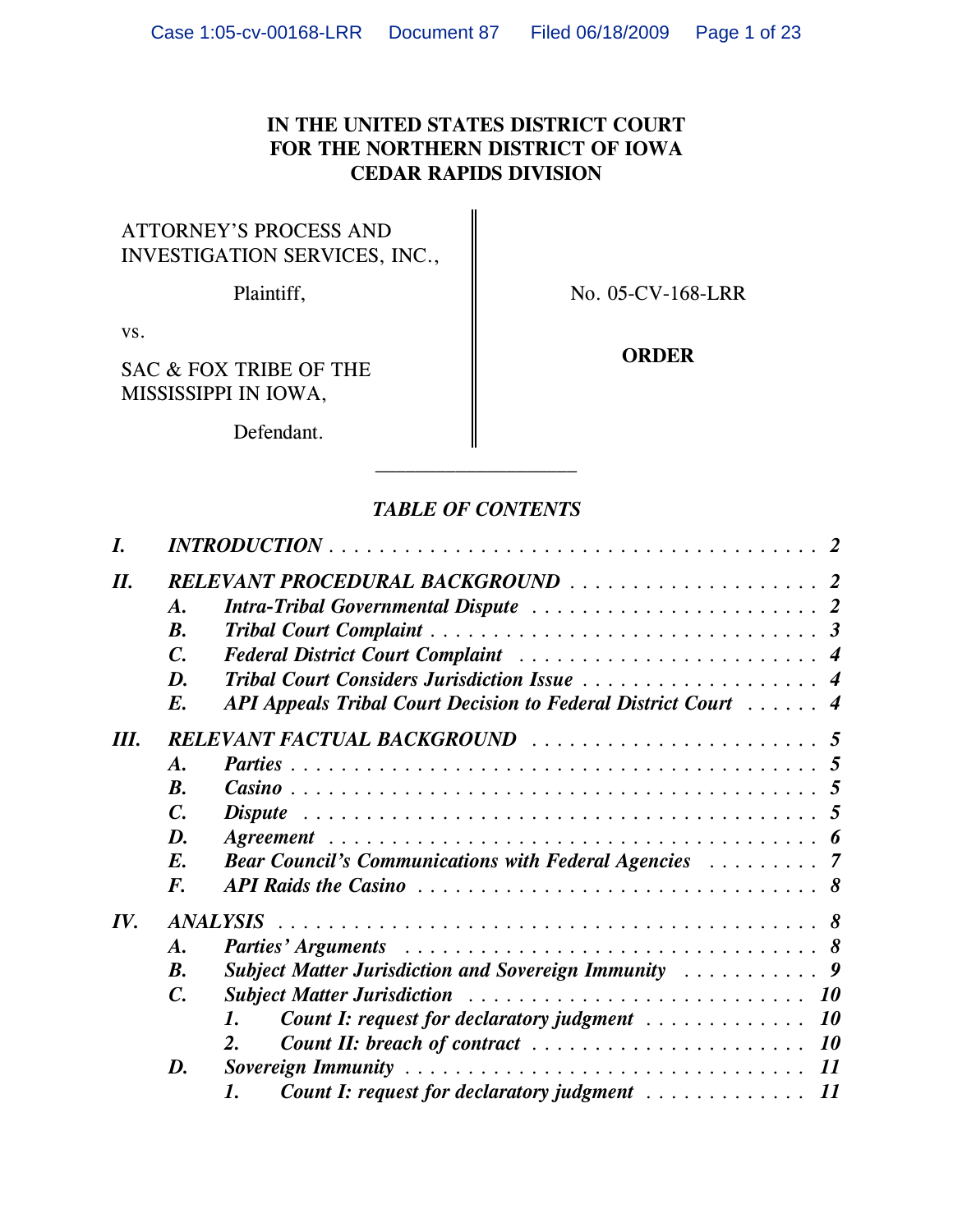**IN THE UNITED STATES DISTRICT COURT**
**FOR THE NORTHERN DISTRICT OF IOWA**
**CEDAR RAPIDS DIVISION**

| | |
|---|---|
| ATTORNEY'S PROCESS AND INVESTIGATION SERVICES, INC., | |
| Plaintiff, | No. 05-CV-168-LRR |
| vs. | |
| SAC & FOX TRIBE OF THE MISSISSIPPI IN IOWA, | **ORDER** |
| Defendant. | |

---

***TABLE OF CONTENTS***

***I. INTRODUCTION*** . . . . . . . . . . . . . . . . . . . . . . . . . . . . . . . . . . . . . . . . . ***2***

***II. RELEVANT PROCEDURAL BACKGROUND*** . . . . . . . . . . . . . . . . . . . . ***2***
- ***A. Intra-Tribal Governmental Dispute*** . . . . . . . . . . . . . . . . . . . . . . . ***2***
- ***B. Tribal Court Complaint*** . . . . . . . . . . . . . . . . . . . . . . . . . . . . . . . ***3***
- ***C. Federal District Court Complaint*** . . . . . . . . . . . . . . . . . . . . . . . . ***4***
- ***D. Tribal Court Considers Jurisdiction Issue*** . . . . . . . . . . . . . . . . . . . ***4***
- ***E. API Appeals Tribal Court Decision to Federal District Court*** . . . . . . ***4***

***III. RELEVANT FACTUAL BACKGROUND*** . . . . . . . . . . . . . . . . . . . . . . . ***5***
- ***A. Parties*** . . . . . . . . . . . . . . . . . . . . . . . . . . . . . . . . . . . . . . . . . ***5***
- ***B. Casino*** . . . . . . . . . . . . . . . . . . . . . . . . . . . . . . . . . . . . . . . . . ***5***
- ***C. Dispute*** . . . . . . . . . . . . . . . . . . . . . . . . . . . . . . . . . . . . . . . . ***5***
- ***D. Agreement*** . . . . . . . . . . . . . . . . . . . . . . . . . . . . . . . . . . . . . . ***6***
- ***E. Bear Council's Communications with Federal Agencies*** . . . . . . . . . ***7***
- ***F. API Raids the Casino*** . . . . . . . . . . . . . . . . . . . . . . . . . . . . . . . ***8***

***IV. ANALYSIS*** . . . . . . . . . . . . . . . . . . . . . . . . . . . . . . . . . . . . . . . . . . ***8***
- ***A. Parties' Arguments*** . . . . . . . . . . . . . . . . . . . . . . . . . . . . . . . . . ***8***
- ***B. Subject Matter Jurisdiction and Sovereign Immunity*** . . . . . . . . . . . ***9***
- ***C. Subject Matter Jurisdiction*** . . . . . . . . . . . . . . . . . . . . . . . . . . . ***10***
  - ***1. Count I: request for declaratory judgment*** . . . . . . . . . . . . . ***10***
  - ***2. Count II: breach of contract*** . . . . . . . . . . . . . . . . . . . . . . ***10***
- ***D. Sovereign Immunity*** . . . . . . . . . . . . . . . . . . . . . . . . . . . . . . . . ***11***
  - ***1. Count I: request for declaratory judgment*** . . . . . . . . . . . . . ***11***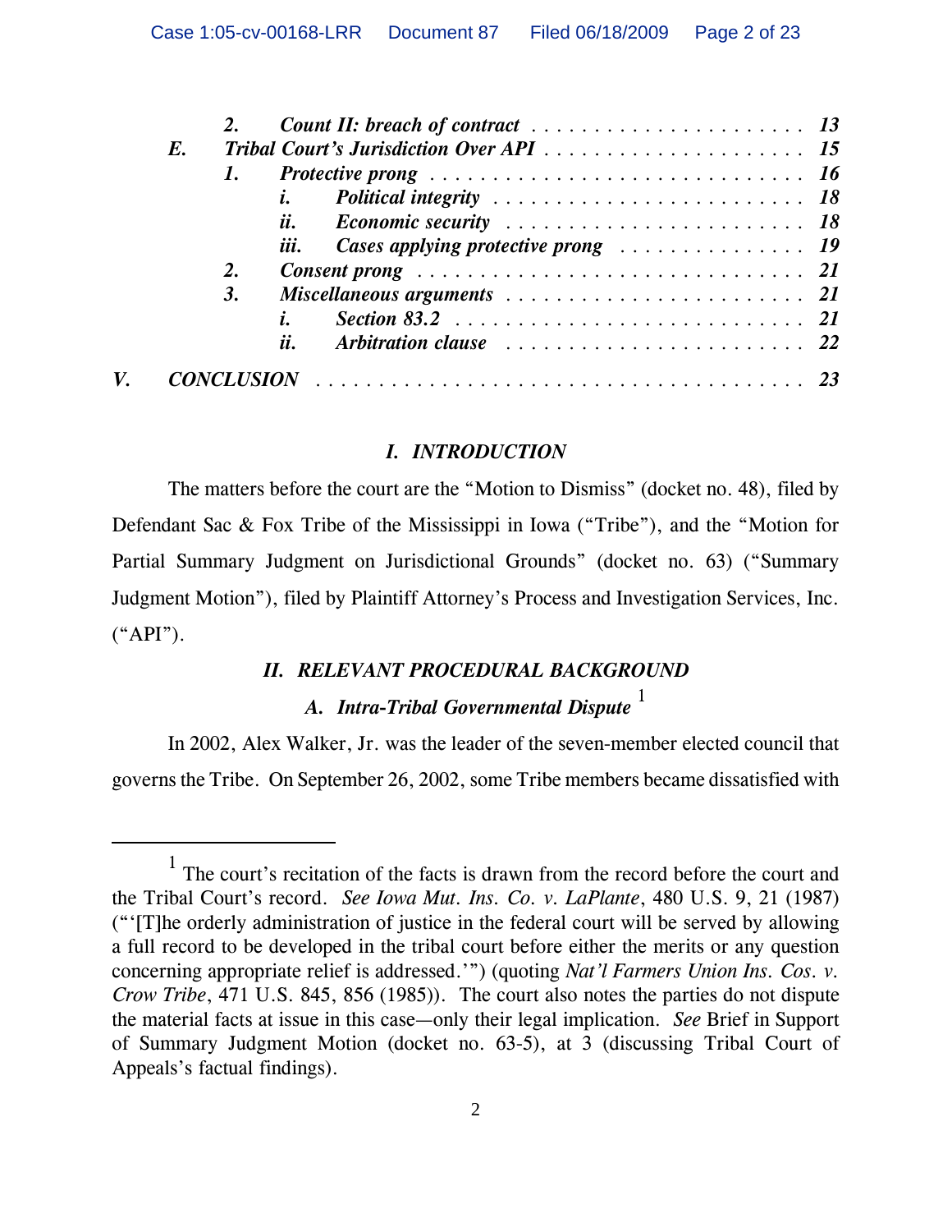| | | | | |
|---|---|---|---|---|
| | | 2. | *Count II: breach of contract* | 13 |
| | E. | | *Tribal Court's Jurisdiction Over API* | 15 |
| | | 1. | *Protective prong* | 16 |
| | | | i. *Political integrity* | 18 |
| | | | ii. *Economic security* | 18 |
| | | | iii. *Cases applying protective prong* | 19 |
| | | 2. | *Consent prong* | 21 |
| | | 3. | *Miscellaneous arguments* | 21 |
| | | | i. *Section 83.2* | 21 |
| | | | ii. *Arbitration clause* | 22 |
| V. | | | *CONCLUSION* | 23 |

## *I. INTRODUCTION*

The matters before the court are the "Motion to Dismiss" (docket no. 48), filed by Defendant Sac & Fox Tribe of the Mississippi in Iowa ("Tribe"), and the "Motion for Partial Summary Judgment on Jurisdictional Grounds" (docket no. 63) ("Summary Judgment Motion"), filed by Plaintiff Attorney's Process and Investigation Services, Inc. ("API").

## *II. RELEVANT PROCEDURAL BACKGROUND*

### *A. Intra-Tribal Governmental Dispute* [1]

In 2002, Alex Walker, Jr. was the leader of the seven-member elected council that governs the Tribe. On September 26, 2002, some Tribe members became dissatisfied with

---

[1] The court's recitation of the facts is drawn from the record before the court and the Tribal Court's record. *See Iowa Mut. Ins. Co. v. LaPlante*, 480 U.S. 9, 21 (1987) ("'[T]he orderly administration of justice in the federal court will be served by allowing a full record to be developed in the tribal court before either the merits or any question concerning appropriate relief is addressed.'") (quoting *Nat'l Farmers Union Ins. Cos. v. Crow Tribe*, 471 U.S. 845, 856 (1985)). The court also notes the parties do not dispute the material facts at issue in this case—only their legal implication. *See* Brief in Support of Summary Judgment Motion (docket no. 63-5), at 3 (discussing Tribal Court of Appeals's factual findings).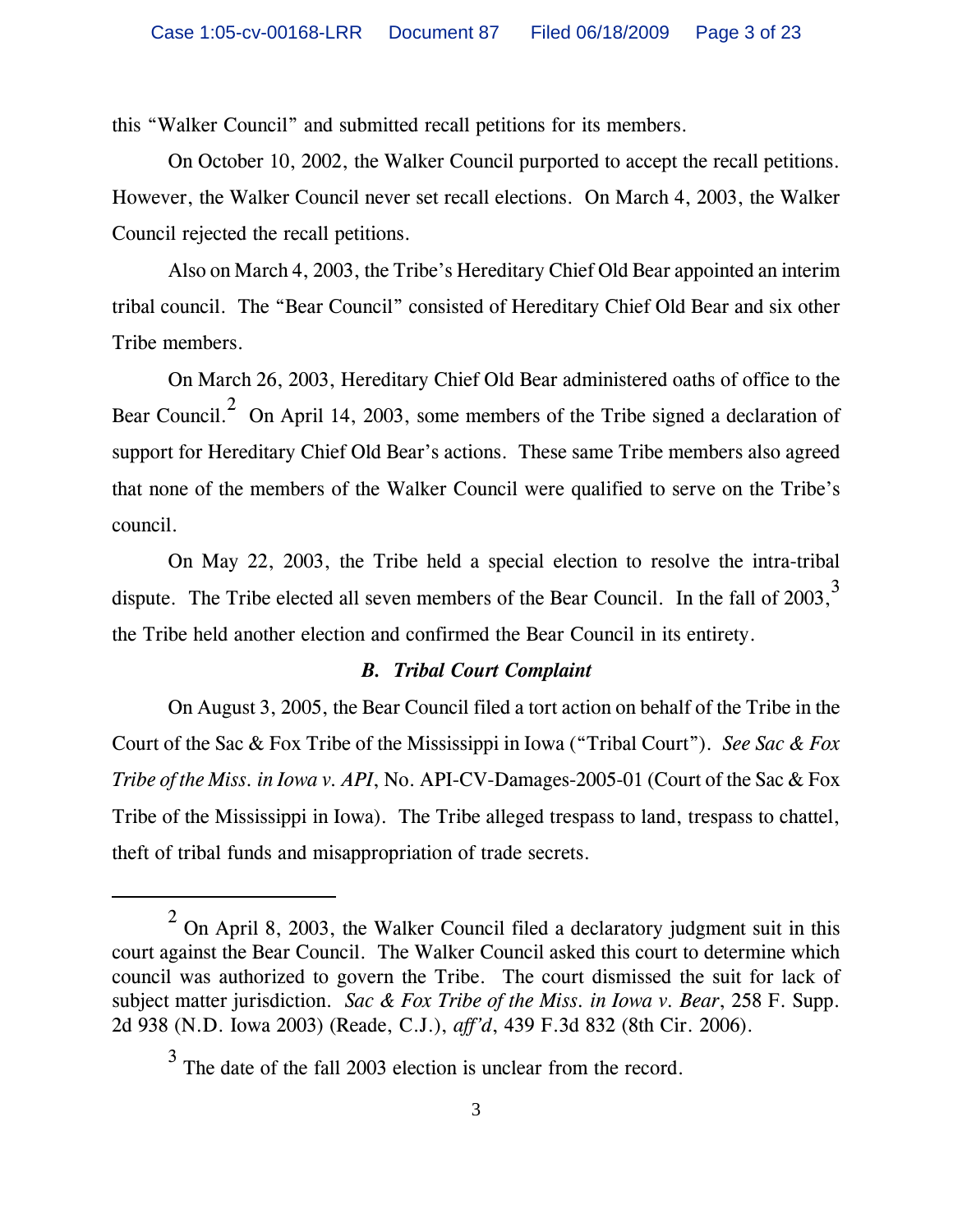this "Walker Council" and submitted recall petitions for its members.

On October 10, 2002, the Walker Council purported to accept the recall petitions. However, the Walker Council never set recall elections. On March 4, 2003, the Walker Council rejected the recall petitions.

Also on March 4, 2003, the Tribe's Hereditary Chief Old Bear appointed an interim tribal council. The "Bear Council" consisted of Hereditary Chief Old Bear and six other Tribe members.

On March 26, 2003, Hereditary Chief Old Bear administered oaths of office to the Bear Council.[2] On April 14, 2003, some members of the Tribe signed a declaration of support for Hereditary Chief Old Bear's actions. These same Tribe members also agreed that none of the members of the Walker Council were qualified to serve on the Tribe's council.

On May 22, 2003, the Tribe held a special election to resolve the intra-tribal dispute. The Tribe elected all seven members of the Bear Council. In the fall of 2003,[3] the Tribe held another election and confirmed the Bear Council in its entirety.

### *B. Tribal Court Complaint*

On August 3, 2005, the Bear Council filed a tort action on behalf of the Tribe in the Court of the Sac & Fox Tribe of the Mississippi in Iowa ("Tribal Court"). *See Sac & Fox Tribe of the Miss. in Iowa v. API*, No. API-CV-Damages-2005-01 (Court of the Sac & Fox Tribe of the Mississippi in Iowa). The Tribe alleged trespass to land, trespass to chattel, theft of tribal funds and misappropriation of trade secrets.

---

[2] On April 8, 2003, the Walker Council filed a declaratory judgment suit in this court against the Bear Council. The Walker Council asked this court to determine which council was authorized to govern the Tribe. The court dismissed the suit for lack of subject matter jurisdiction. *Sac & Fox Tribe of the Miss. in Iowa v. Bear*, 258 F. Supp. 2d 938 (N.D. Iowa 2003) (Reade, C.J.), *aff'd*, 439 F.3d 832 (8th Cir. 2006).

[3] The date of the fall 2003 election is unclear from the record.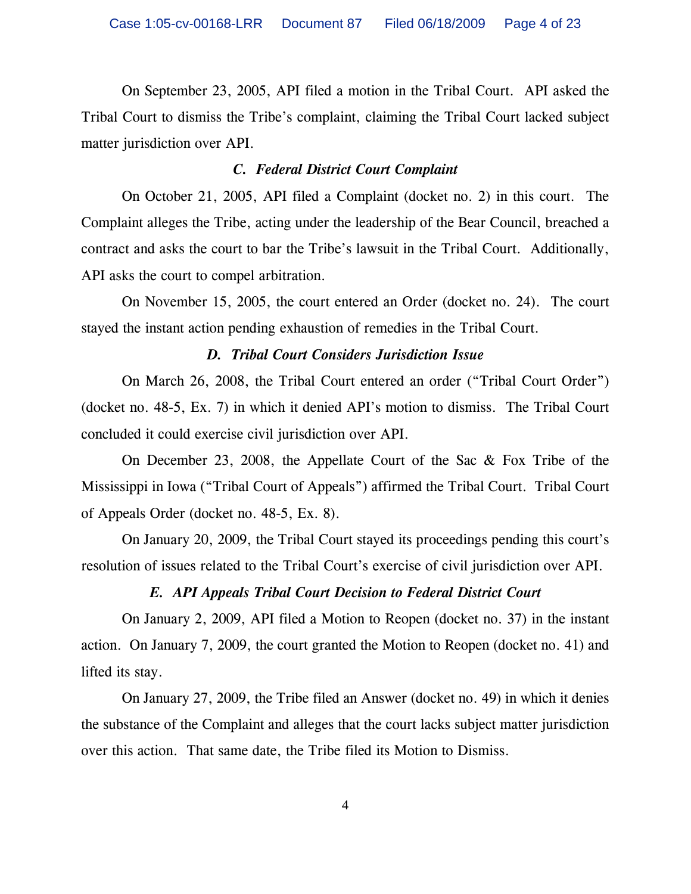On September 23, 2005, API filed a motion in the Tribal Court. API asked the Tribal Court to dismiss the Tribe's complaint, claiming the Tribal Court lacked subject matter jurisdiction over API.

### *C. Federal District Court Complaint*

On October 21, 2005, API filed a Complaint (docket no. 2) in this court. The Complaint alleges the Tribe, acting under the leadership of the Bear Council, breached a contract and asks the court to bar the Tribe's lawsuit in the Tribal Court. Additionally, API asks the court to compel arbitration.

On November 15, 2005, the court entered an Order (docket no. 24). The court stayed the instant action pending exhaustion of remedies in the Tribal Court.

### *D. Tribal Court Considers Jurisdiction Issue*

On March 26, 2008, the Tribal Court entered an order ("Tribal Court Order") (docket no. 48-5, Ex. 7) in which it denied API's motion to dismiss. The Tribal Court concluded it could exercise civil jurisdiction over API.

On December 23, 2008, the Appellate Court of the Sac & Fox Tribe of the Mississippi in Iowa ("Tribal Court of Appeals") affirmed the Tribal Court. Tribal Court of Appeals Order (docket no. 48-5, Ex. 8).

On January 20, 2009, the Tribal Court stayed its proceedings pending this court's resolution of issues related to the Tribal Court's exercise of civil jurisdiction over API.

### *E. API Appeals Tribal Court Decision to Federal District Court*

On January 2, 2009, API filed a Motion to Reopen (docket no. 37) in the instant action. On January 7, 2009, the court granted the Motion to Reopen (docket no. 41) and lifted its stay.

On January 27, 2009, the Tribe filed an Answer (docket no. 49) in which it denies the substance of the Complaint and alleges that the court lacks subject matter jurisdiction over this action. That same date, the Tribe filed its Motion to Dismiss.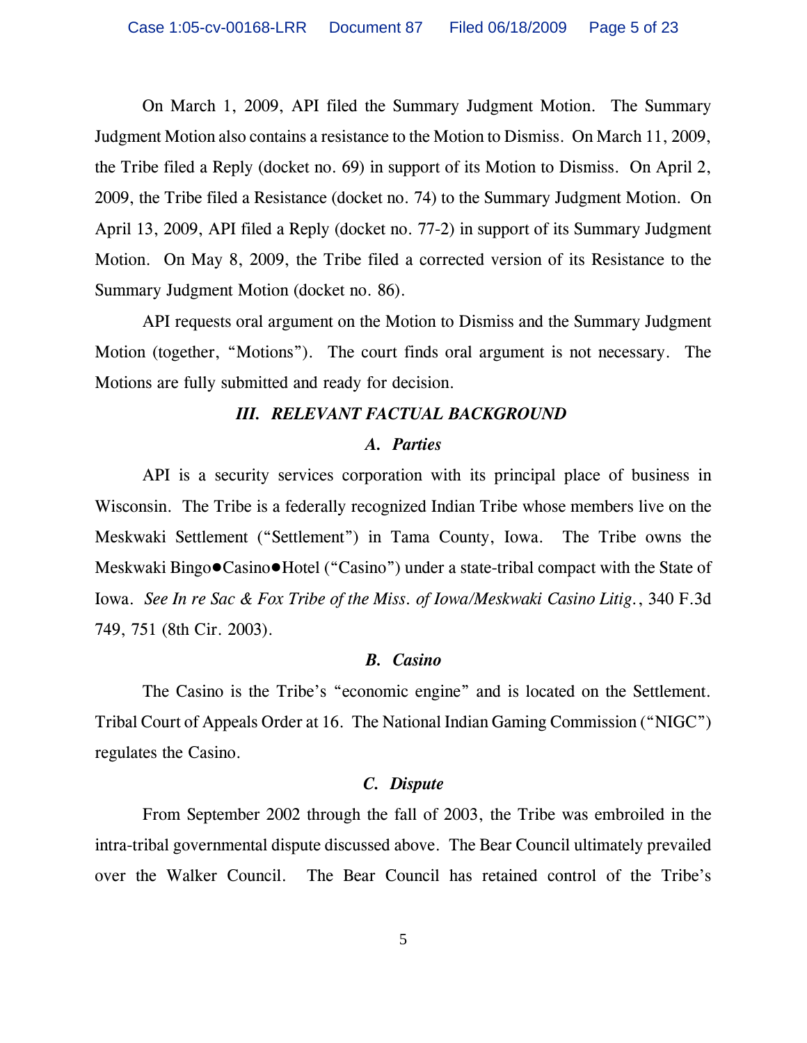On March 1, 2009, API filed the Summary Judgment Motion. The Summary Judgment Motion also contains a resistance to the Motion to Dismiss. On March 11, 2009, the Tribe filed a Reply (docket no. 69) in support of its Motion to Dismiss. On April 2, 2009, the Tribe filed a Resistance (docket no. 74) to the Summary Judgment Motion. On April 13, 2009, API filed a Reply (docket no. 77-2) in support of its Summary Judgment Motion. On May 8, 2009, the Tribe filed a corrected version of its Resistance to the Summary Judgment Motion (docket no. 86).

API requests oral argument on the Motion to Dismiss and the Summary Judgment Motion (together, "Motions"). The court finds oral argument is not necessary. The Motions are fully submitted and ready for decision.

### *III. RELEVANT FACTUAL BACKGROUND*

#### *A. Parties*

API is a security services corporation with its principal place of business in Wisconsin. The Tribe is a federally recognized Indian Tribe whose members live on the Meskwaki Settlement ("Settlement") in Tama County, Iowa. The Tribe owns the Meskwaki Bingo●Casino●Hotel ("Casino") under a state-tribal compact with the State of Iowa. *See In re Sac & Fox Tribe of the Miss. of Iowa/Meskwaki Casino Litig.*, 340 F.3d 749, 751 (8th Cir. 2003).

#### *B. Casino*

The Casino is the Tribe's "economic engine" and is located on the Settlement. Tribal Court of Appeals Order at 16. The National Indian Gaming Commission ("NIGC") regulates the Casino.

#### *C. Dispute*

From September 2002 through the fall of 2003, the Tribe was embroiled in the intra-tribal governmental dispute discussed above. The Bear Council ultimately prevailed over the Walker Council. The Bear Council has retained control of the Tribe's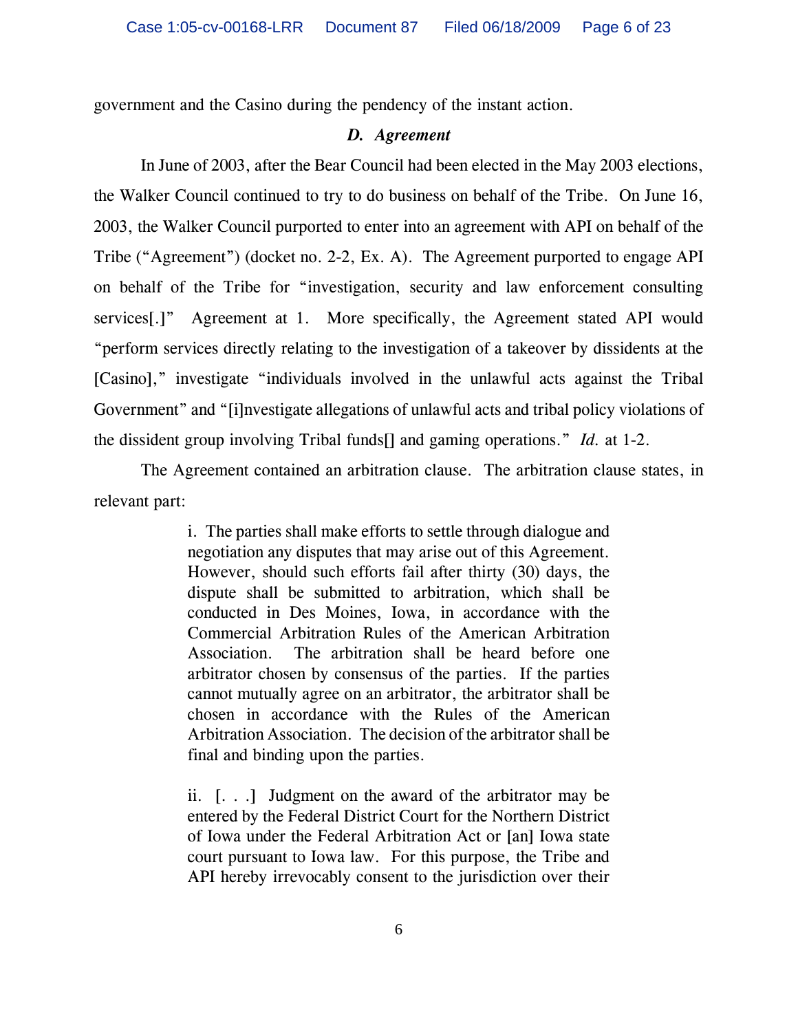government and the Casino during the pendency of the instant action.

### *D. Agreement*

In June of 2003, after the Bear Council had been elected in the May 2003 elections, the Walker Council continued to try to do business on behalf of the Tribe. On June 16, 2003, the Walker Council purported to enter into an agreement with API on behalf of the Tribe ("Agreement") (docket no. 2-2, Ex. A). The Agreement purported to engage API on behalf of the Tribe for "investigation, security and law enforcement consulting services[.]" Agreement at 1. More specifically, the Agreement stated API would "perform services directly relating to the investigation of a takeover by dissidents at the [Casino]," investigate "individuals involved in the unlawful acts against the Tribal Government" and "[i]nvestigate allegations of unlawful acts and tribal policy violations of the dissident group involving Tribal funds[] and gaming operations." *Id.* at 1-2.

The Agreement contained an arbitration clause. The arbitration clause states, in relevant part:

> i. The parties shall make efforts to settle through dialogue and negotiation any disputes that may arise out of this Agreement. However, should such efforts fail after thirty (30) days, the dispute shall be submitted to arbitration, which shall be conducted in Des Moines, Iowa, in accordance with the Commercial Arbitration Rules of the American Arbitration Association. The arbitration shall be heard before one arbitrator chosen by consensus of the parties. If the parties cannot mutually agree on an arbitrator, the arbitrator shall be chosen in accordance with the Rules of the American Arbitration Association. The decision of the arbitrator shall be final and binding upon the parties.
>
> ii. [. . .] Judgment on the award of the arbitrator may be entered by the Federal District Court for the Northern District of Iowa under the Federal Arbitration Act or [an] Iowa state court pursuant to Iowa law. For this purpose, the Tribe and API hereby irrevocably consent to the jurisdiction over their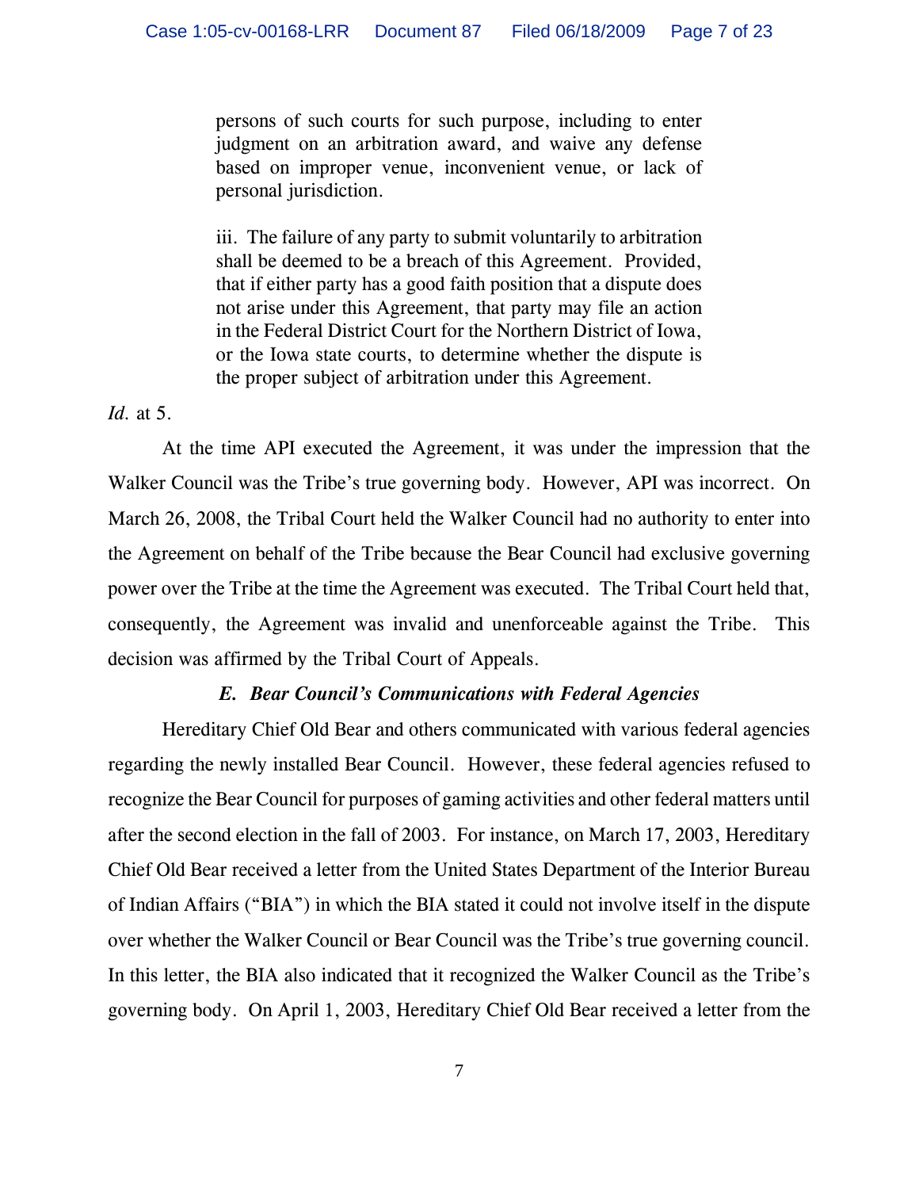> persons of such courts for such purpose, including to enter judgment on an arbitration award, and waive any defense based on improper venue, inconvenient venue, or lack of personal jurisdiction.
>
> iii. The failure of any party to submit voluntarily to arbitration shall be deemed to be a breach of this Agreement. Provided, that if either party has a good faith position that a dispute does not arise under this Agreement, that party may file an action in the Federal District Court for the Northern District of Iowa, or the Iowa state courts, to determine whether the dispute is the proper subject of arbitration under this Agreement.

*Id.* at 5.

At the time API executed the Agreement, it was under the impression that the Walker Council was the Tribe's true governing body. However, API was incorrect. On March 26, 2008, the Tribal Court held the Walker Council had no authority to enter into the Agreement on behalf of the Tribe because the Bear Council had exclusive governing power over the Tribe at the time the Agreement was executed. The Tribal Court held that, consequently, the Agreement was invalid and unenforceable against the Tribe. This decision was affirmed by the Tribal Court of Appeals.

### *E. Bear Council's Communications with Federal Agencies*

Hereditary Chief Old Bear and others communicated with various federal agencies regarding the newly installed Bear Council. However, these federal agencies refused to recognize the Bear Council for purposes of gaming activities and other federal matters until after the second election in the fall of 2003. For instance, on March 17, 2003, Hereditary Chief Old Bear received a letter from the United States Department of the Interior Bureau of Indian Affairs ("BIA") in which the BIA stated it could not involve itself in the dispute over whether the Walker Council or Bear Council was the Tribe's true governing council. In this letter, the BIA also indicated that it recognized the Walker Council as the Tribe's governing body. On April 1, 2003, Hereditary Chief Old Bear received a letter from the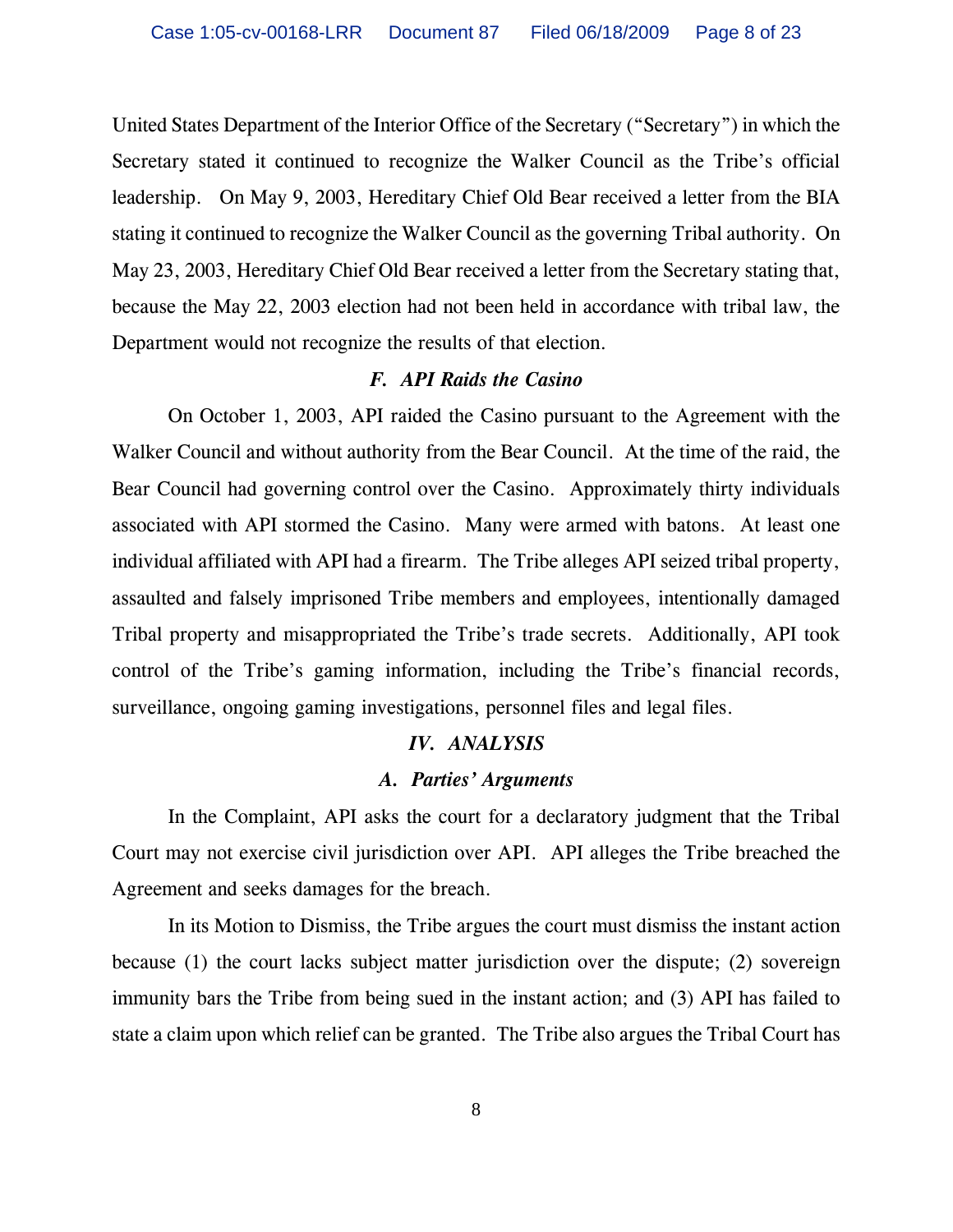United States Department of the Interior Office of the Secretary ("Secretary") in which the Secretary stated it continued to recognize the Walker Council as the Tribe's official leadership. On May 9, 2003, Hereditary Chief Old Bear received a letter from the BIA stating it continued to recognize the Walker Council as the governing Tribal authority. On May 23, 2003, Hereditary Chief Old Bear received a letter from the Secretary stating that, because the May 22, 2003 election had not been held in accordance with tribal law, the Department would not recognize the results of that election.

### *F. API Raids the Casino*

On October 1, 2003, API raided the Casino pursuant to the Agreement with the Walker Council and without authority from the Bear Council. At the time of the raid, the Bear Council had governing control over the Casino. Approximately thirty individuals associated with API stormed the Casino. Many were armed with batons. At least one individual affiliated with API had a firearm. The Tribe alleges API seized tribal property, assaulted and falsely imprisoned Tribe members and employees, intentionally damaged Tribal property and misappropriated the Tribe's trade secrets. Additionally, API took control of the Tribe's gaming information, including the Tribe's financial records, surveillance, ongoing gaming investigations, personnel files and legal files.

## *IV. ANALYSIS*

### *A. Parties' Arguments*

In the Complaint, API asks the court for a declaratory judgment that the Tribal Court may not exercise civil jurisdiction over API. API alleges the Tribe breached the Agreement and seeks damages for the breach.

In its Motion to Dismiss, the Tribe argues the court must dismiss the instant action because (1) the court lacks subject matter jurisdiction over the dispute; (2) sovereign immunity bars the Tribe from being sued in the instant action; and (3) API has failed to state a claim upon which relief can be granted. The Tribe also argues the Tribal Court has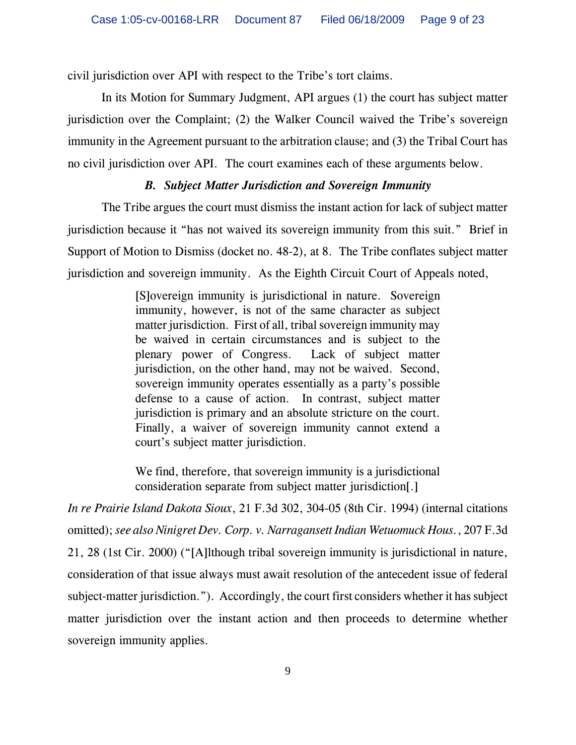civil jurisdiction over API with respect to the Tribe's tort claims.

In its Motion for Summary Judgment, API argues (1) the court has subject matter jurisdiction over the Complaint; (2) the Walker Council waived the Tribe's sovereign immunity in the Agreement pursuant to the arbitration clause; and (3) the Tribal Court has no civil jurisdiction over API. The court examines each of these arguments below.

### *B. Subject Matter Jurisdiction and Sovereign Immunity*

The Tribe argues the court must dismiss the instant action for lack of subject matter jurisdiction because it "has not waived its sovereign immunity from this suit." Brief in Support of Motion to Dismiss (docket no. 48-2), at 8. The Tribe conflates subject matter jurisdiction and sovereign immunity. As the Eighth Circuit Court of Appeals noted,

> [S]overeign immunity is jurisdictional in nature. Sovereign immunity, however, is not of the same character as subject matter jurisdiction. First of all, tribal sovereign immunity may be waived in certain circumstances and is subject to the plenary power of Congress. Lack of subject matter jurisdiction, on the other hand, may not be waived. Second, sovereign immunity operates essentially as a party's possible defense to a cause of action. In contrast, subject matter jurisdiction is primary and an absolute stricture on the court. Finally, a waiver of sovereign immunity cannot extend a court's subject matter jurisdiction.
>
> We find, therefore, that sovereign immunity is a jurisdictional consideration separate from subject matter jurisdiction[.]

*In re Prairie Island Dakota Sioux*, 21 F.3d 302, 304-05 (8th Cir. 1994) (internal citations omitted); *see also Ninigret Dev. Corp. v. Narragansett Indian Wetuomuck Hous.*, 207 F.3d 21, 28 (1st Cir. 2000) ("[A]lthough tribal sovereign immunity is jurisdictional in nature, consideration of that issue always must await resolution of the antecedent issue of federal subject-matter jurisdiction."). Accordingly, the court first considers whether it has subject matter jurisdiction over the instant action and then proceeds to determine whether sovereign immunity applies.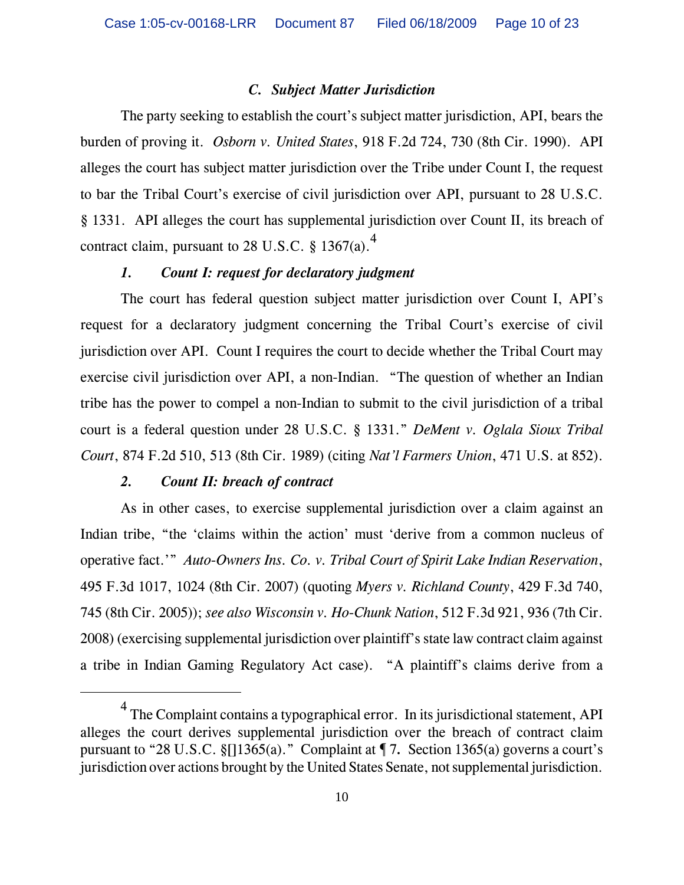### *C. Subject Matter Jurisdiction*

The party seeking to establish the court's subject matter jurisdiction, API, bears the burden of proving it. *Osborn v. United States*, 918 F.2d 724, 730 (8th Cir. 1990). API alleges the court has subject matter jurisdiction over the Tribe under Count I, the request to bar the Tribal Court's exercise of civil jurisdiction over API, pursuant to 28 U.S.C. § 1331. API alleges the court has supplemental jurisdiction over Count II, its breach of contract claim, pursuant to 28 U.S.C. § 1367(a).[4]

#### *1. Count I: request for declaratory judgment*

The court has federal question subject matter jurisdiction over Count I, API's request for a declaratory judgment concerning the Tribal Court's exercise of civil jurisdiction over API. Count I requires the court to decide whether the Tribal Court may exercise civil jurisdiction over API, a non-Indian. "The question of whether an Indian tribe has the power to compel a non-Indian to submit to the civil jurisdiction of a tribal court is a federal question under 28 U.S.C. § 1331." *DeMent v. Oglala Sioux Tribal Court*, 874 F.2d 510, 513 (8th Cir. 1989) (citing *Nat'l Farmers Union*, 471 U.S. at 852).

#### *2. Count II: breach of contract*

As in other cases, to exercise supplemental jurisdiction over a claim against an Indian tribe, "the 'claims within the action' must 'derive from a common nucleus of operative fact.'" *Auto-Owners Ins. Co. v. Tribal Court of Spirit Lake Indian Reservation*, 495 F.3d 1017, 1024 (8th Cir. 2007) (quoting *Myers v. Richland County*, 429 F.3d 740, 745 (8th Cir. 2005)); *see also Wisconsin v. Ho-Chunk Nation*, 512 F.3d 921, 936 (7th Cir. 2008) (exercising supplemental jurisdiction over plaintiff's state law contract claim against a tribe in Indian Gaming Regulatory Act case). "A plaintiff's claims derive from a

---

[4] The Complaint contains a typographical error. In its jurisdictional statement, API alleges the court derives supplemental jurisdiction over the breach of contract claim pursuant to "28 U.S.C. §[]1365(a)." Complaint at ¶ 7. Section 1365(a) governs a court's jurisdiction over actions brought by the United States Senate, not supplemental jurisdiction.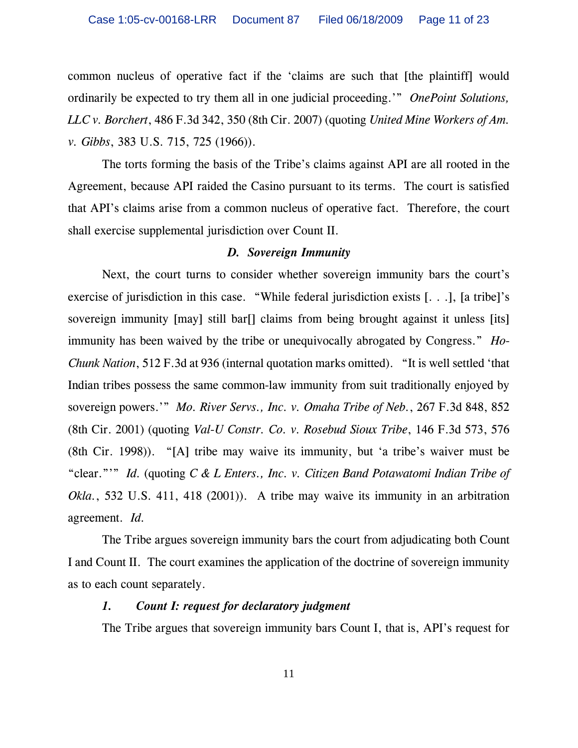common nucleus of operative fact if the 'claims are such that [the plaintiff] would ordinarily be expected to try them all in one judicial proceeding.'" *OnePoint Solutions, LLC v. Borchert*, 486 F.3d 342, 350 (8th Cir. 2007) (quoting *United Mine Workers of Am. v. Gibbs*, 383 U.S. 715, 725 (1966)).

The torts forming the basis of the Tribe's claims against API are all rooted in the Agreement, because API raided the Casino pursuant to its terms. The court is satisfied that API's claims arise from a common nucleus of operative fact. Therefore, the court shall exercise supplemental jurisdiction over Count II.

### *D. Sovereign Immunity*

Next, the court turns to consider whether sovereign immunity bars the court's exercise of jurisdiction in this case. "While federal jurisdiction exists [. . .], [a tribe]'s sovereign immunity [may] still bar[] claims from being brought against it unless [its] immunity has been waived by the tribe or unequivocally abrogated by Congress." *Ho-Chunk Nation*, 512 F.3d at 936 (internal quotation marks omitted). "It is well settled 'that Indian tribes possess the same common-law immunity from suit traditionally enjoyed by sovereign powers.'" *Mo. River Servs., Inc. v. Omaha Tribe of Neb.*, 267 F.3d 848, 852 (8th Cir. 2001) (quoting *Val-U Constr. Co. v. Rosebud Sioux Tribe*, 146 F.3d 573, 576 (8th Cir. 1998)). "[A] tribe may waive its immunity, but 'a tribe's waiver must be "clear."'" *Id.* (quoting *C & L Enters., Inc. v. Citizen Band Potawatomi Indian Tribe of Okla.*, 532 U.S. 411, 418 (2001)). A tribe may waive its immunity in an arbitration agreement. *Id.*

The Tribe argues sovereign immunity bars the court from adjudicating both Count I and Count II. The court examines the application of the doctrine of sovereign immunity as to each count separately.

#### *1. Count I: request for declaratory judgment*

The Tribe argues that sovereign immunity bars Count I, that is, API's request for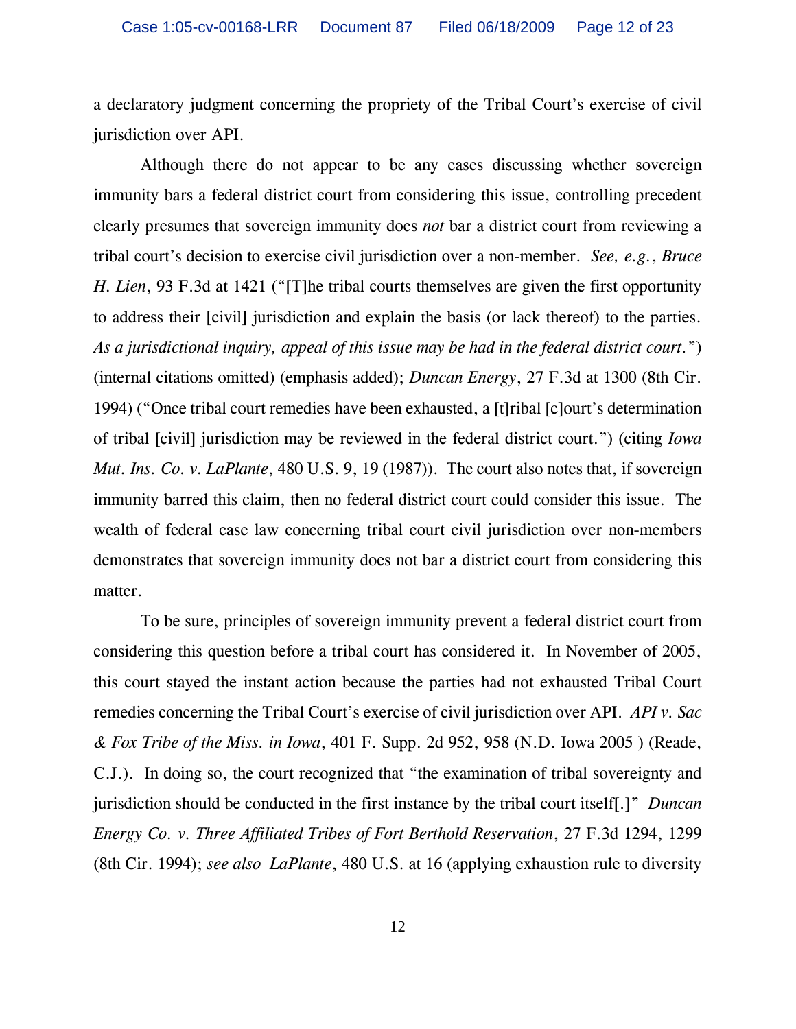a declaratory judgment concerning the propriety of the Tribal Court's exercise of civil jurisdiction over API.

Although there do not appear to be any cases discussing whether sovereign immunity bars a federal district court from considering this issue, controlling precedent clearly presumes that sovereign immunity does *not* bar a district court from reviewing a tribal court's decision to exercise civil jurisdiction over a non-member. *See, e.g.*, *Bruce H. Lien*, 93 F.3d at 1421 ("[T]he tribal courts themselves are given the first opportunity to address their [civil] jurisdiction and explain the basis (or lack thereof) to the parties. *As a jurisdictional inquiry, appeal of this issue may be had in the federal district court.*") (internal citations omitted) (emphasis added); *Duncan Energy*, 27 F.3d at 1300 (8th Cir. 1994) ("Once tribal court remedies have been exhausted, a [t]ribal [c]ourt's determination of tribal [civil] jurisdiction may be reviewed in the federal district court.") (citing *Iowa Mut. Ins. Co. v. LaPlante*, 480 U.S. 9, 19 (1987)). The court also notes that, if sovereign immunity barred this claim, then no federal district court could consider this issue. The wealth of federal case law concerning tribal court civil jurisdiction over non-members demonstrates that sovereign immunity does not bar a district court from considering this matter.

To be sure, principles of sovereign immunity prevent a federal district court from considering this question before a tribal court has considered it. In November of 2005, this court stayed the instant action because the parties had not exhausted Tribal Court remedies concerning the Tribal Court's exercise of civil jurisdiction over API. *API v. Sac & Fox Tribe of the Miss. in Iowa*, 401 F. Supp. 2d 952, 958 (N.D. Iowa 2005 ) (Reade, C.J.). In doing so, the court recognized that "the examination of tribal sovereignty and jurisdiction should be conducted in the first instance by the tribal court itself[.]" *Duncan Energy Co. v. Three Affiliated Tribes of Fort Berthold Reservation*, 27 F.3d 1294, 1299 (8th Cir. 1994); *see also* *LaPlante*, 480 U.S. at 16 (applying exhaustion rule to diversity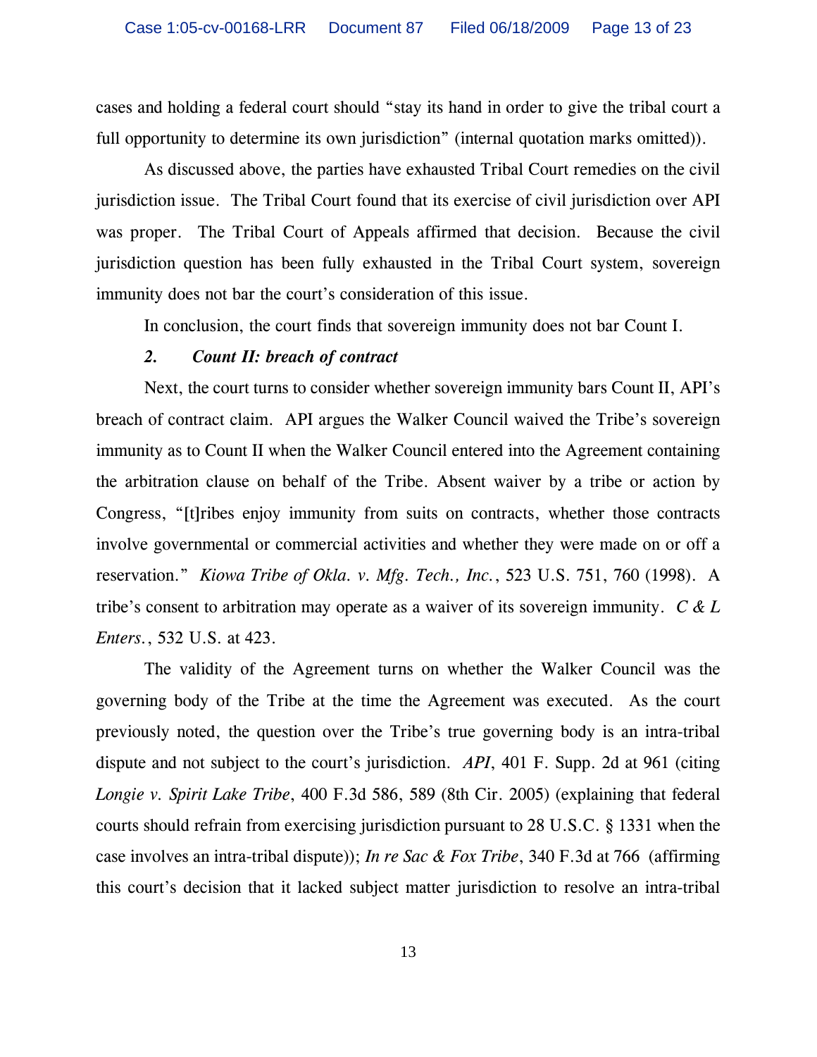cases and holding a federal court should "stay its hand in order to give the tribal court a full opportunity to determine its own jurisdiction" (internal quotation marks omitted)).

As discussed above, the parties have exhausted Tribal Court remedies on the civil jurisdiction issue. The Tribal Court found that its exercise of civil jurisdiction over API was proper. The Tribal Court of Appeals affirmed that decision. Because the civil jurisdiction question has been fully exhausted in the Tribal Court system, sovereign immunity does not bar the court's consideration of this issue.

In conclusion, the court finds that sovereign immunity does not bar Count I.

***2. Count II: breach of contract***

Next, the court turns to consider whether sovereign immunity bars Count II, API's breach of contract claim. API argues the Walker Council waived the Tribe's sovereign immunity as to Count II when the Walker Council entered into the Agreement containing the arbitration clause on behalf of the Tribe. Absent waiver by a tribe or action by Congress, "[t]ribes enjoy immunity from suits on contracts, whether those contracts involve governmental or commercial activities and whether they were made on or off a reservation." *Kiowa Tribe of Okla. v. Mfg. Tech., Inc.*, 523 U.S. 751, 760 (1998). A tribe's consent to arbitration may operate as a waiver of its sovereign immunity. *C & L Enters.*, 532 U.S. at 423.

The validity of the Agreement turns on whether the Walker Council was the governing body of the Tribe at the time the Agreement was executed. As the court previously noted, the question over the Tribe's true governing body is an intra-tribal dispute and not subject to the court's jurisdiction. *API*, 401 F. Supp. 2d at 961 (citing *Longie v. Spirit Lake Tribe*, 400 F.3d 586, 589 (8th Cir. 2005) (explaining that federal courts should refrain from exercising jurisdiction pursuant to 28 U.S.C. § 1331 when the case involves an intra-tribal dispute)); *In re Sac & Fox Tribe*, 340 F.3d at 766 (affirming this court's decision that it lacked subject matter jurisdiction to resolve an intra-tribal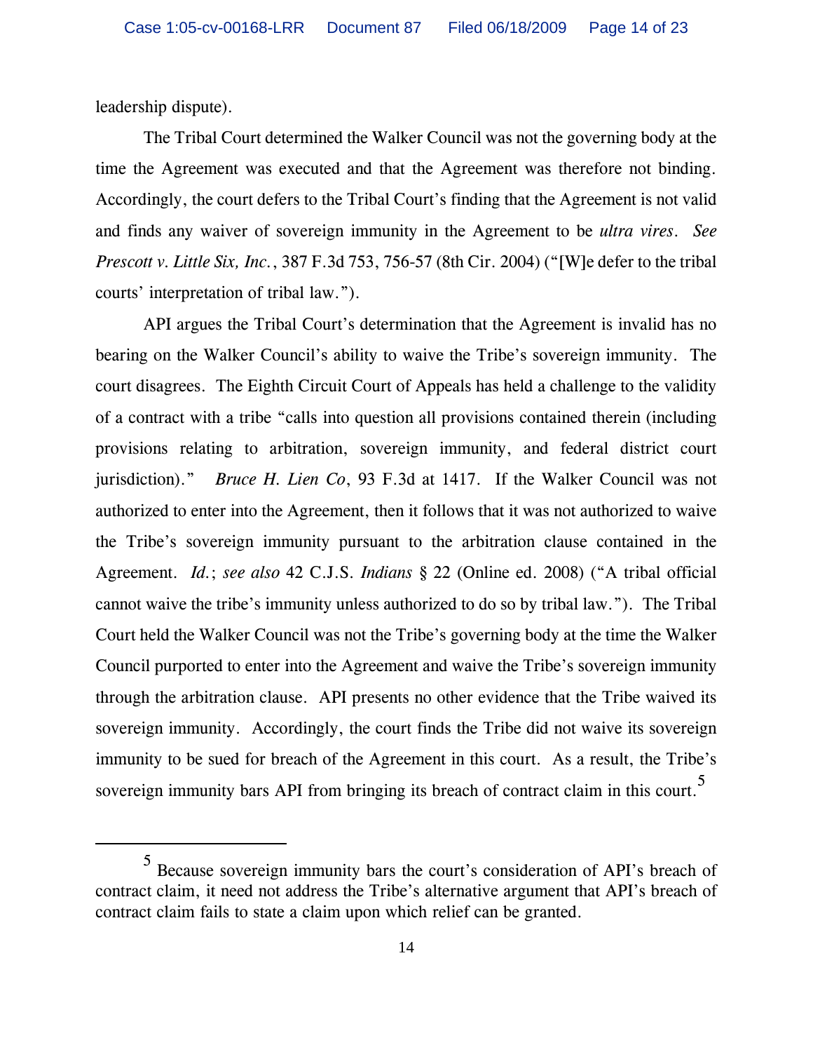leadership dispute).

The Tribal Court determined the Walker Council was not the governing body at the time the Agreement was executed and that the Agreement was therefore not binding. Accordingly, the court defers to the Tribal Court's finding that the Agreement is not valid and finds any waiver of sovereign immunity in the Agreement to be *ultra vires*. *See Prescott v. Little Six, Inc.*, 387 F.3d 753, 756-57 (8th Cir. 2004) ("[W]e defer to the tribal courts' interpretation of tribal law.").

API argues the Tribal Court's determination that the Agreement is invalid has no bearing on the Walker Council's ability to waive the Tribe's sovereign immunity. The court disagrees. The Eighth Circuit Court of Appeals has held a challenge to the validity of a contract with a tribe "calls into question all provisions contained therein (including provisions relating to arbitration, sovereign immunity, and federal district court jurisdiction)." *Bruce H. Lien Co*, 93 F.3d at 1417. If the Walker Council was not authorized to enter into the Agreement, then it follows that it was not authorized to waive the Tribe's sovereign immunity pursuant to the arbitration clause contained in the Agreement. *Id.*; *see also* 42 C.J.S. *Indians* § 22 (Online ed. 2008) ("A tribal official cannot waive the tribe's immunity unless authorized to do so by tribal law."). The Tribal Court held the Walker Council was not the Tribe's governing body at the time the Walker Council purported to enter into the Agreement and waive the Tribe's sovereign immunity through the arbitration clause. API presents no other evidence that the Tribe waived its sovereign immunity. Accordingly, the court finds the Tribe did not waive its sovereign immunity to be sued for breach of the Agreement in this court. As a result, the Tribe's sovereign immunity bars API from bringing its breach of contract claim in this court.[5]

---

[5] Because sovereign immunity bars the court's consideration of API's breach of contract claim, it need not address the Tribe's alternative argument that API's breach of contract claim fails to state a claim upon which relief can be granted.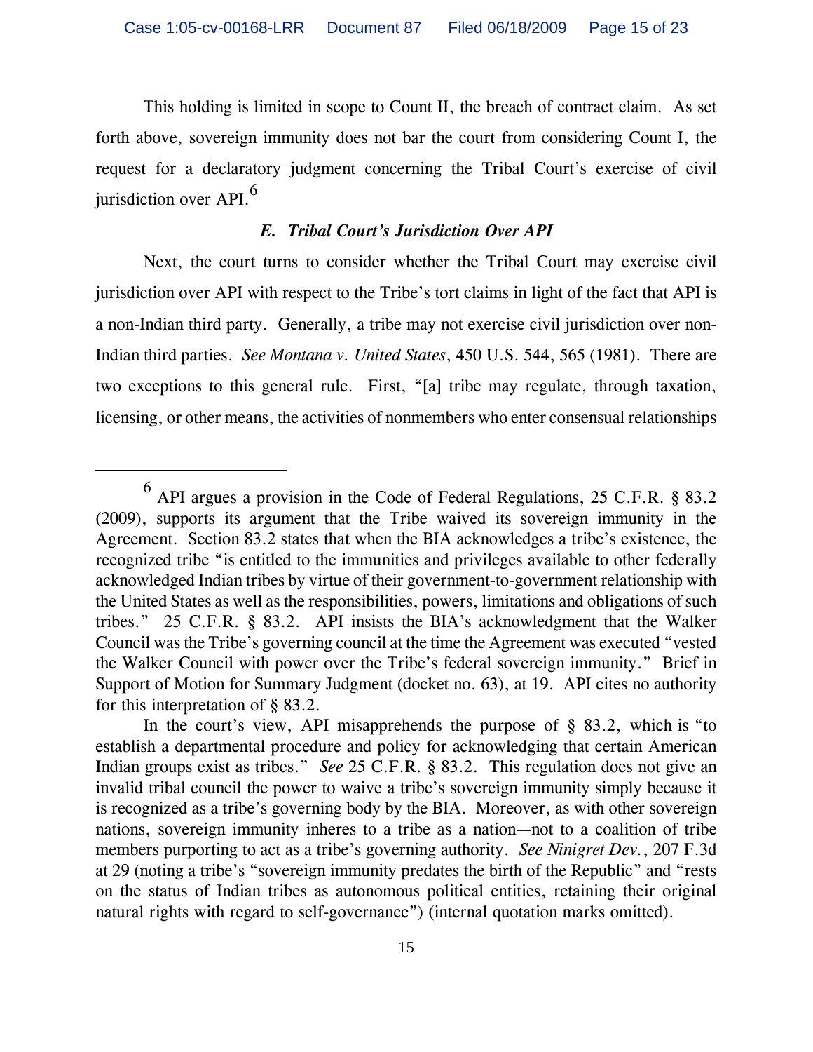This holding is limited in scope to Count II, the breach of contract claim. As set forth above, sovereign immunity does not bar the court from considering Count I, the request for a declaratory judgment concerning the Tribal Court's exercise of civil jurisdiction over API.[6]

### *E. Tribal Court's Jurisdiction Over API*

Next, the court turns to consider whether the Tribal Court may exercise civil jurisdiction over API with respect to the Tribe's tort claims in light of the fact that API is a non-Indian third party. Generally, a tribe may not exercise civil jurisdiction over non-Indian third parties. *See Montana v. United States*, 450 U.S. 544, 565 (1981). There are two exceptions to this general rule. First, "[a] tribe may regulate, through taxation, licensing, or other means, the activities of nonmembers who enter consensual relationships

---

[6] API argues a provision in the Code of Federal Regulations, 25 C.F.R. § 83.2 (2009), supports its argument that the Tribe waived its sovereign immunity in the Agreement. Section 83.2 states that when the BIA acknowledges a tribe's existence, the recognized tribe "is entitled to the immunities and privileges available to other federally acknowledged Indian tribes by virtue of their government-to-government relationship with the United States as well as the responsibilities, powers, limitations and obligations of such tribes." 25 C.F.R. § 83.2. API insists the BIA's acknowledgment that the Walker Council was the Tribe's governing council at the time the Agreement was executed "vested the Walker Council with power over the Tribe's federal sovereign immunity." Brief in Support of Motion for Summary Judgment (docket no. 63), at 19. API cites no authority for this interpretation of § 83.2.

In the court's view, API misapprehends the purpose of § 83.2, which is "to establish a departmental procedure and policy for acknowledging that certain American Indian groups exist as tribes." *See* 25 C.F.R. § 83.2. This regulation does not give an invalid tribal council the power to waive a tribe's sovereign immunity simply because it is recognized as a tribe's governing body by the BIA. Moreover, as with other sovereign nations, sovereign immunity inheres to a tribe as a nation—not to a coalition of tribe members purporting to act as a tribe's governing authority. *See Ninigret Dev.*, 207 F.3d at 29 (noting a tribe's "sovereign immunity predates the birth of the Republic" and "rests on the status of Indian tribes as autonomous political entities, retaining their original natural rights with regard to self-governance") (internal quotation marks omitted).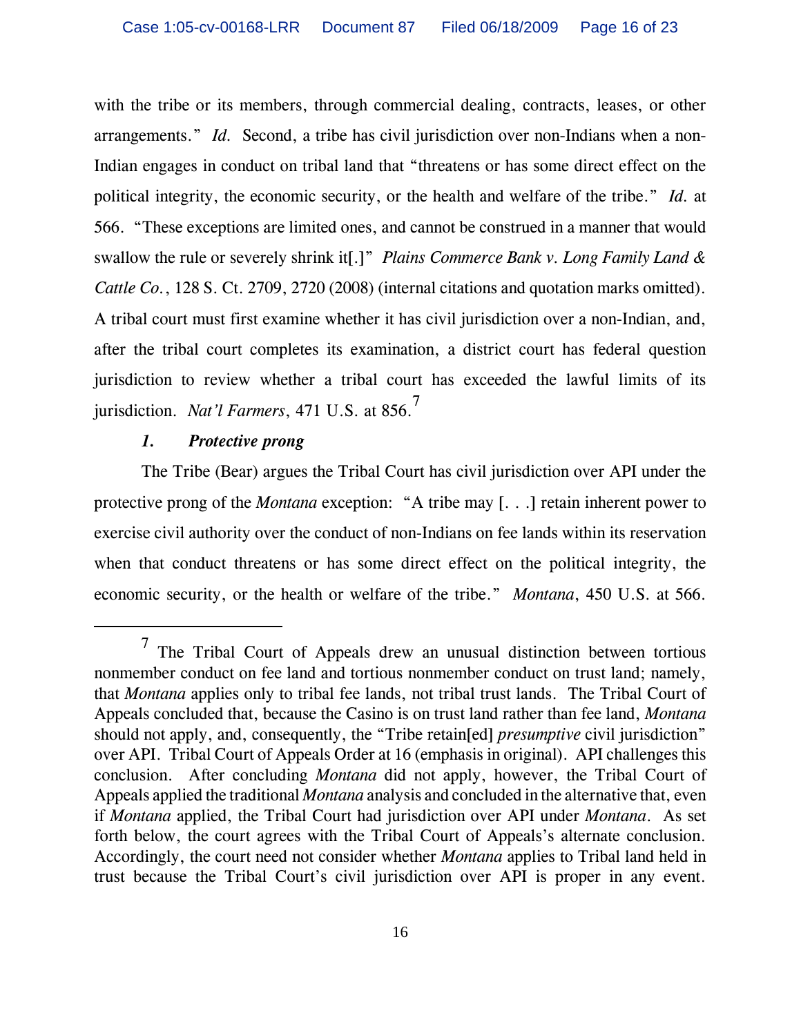with the tribe or its members, through commercial dealing, contracts, leases, or other arrangements." *Id.* Second, a tribe has civil jurisdiction over non-Indians when a non-Indian engages in conduct on tribal land that "threatens or has some direct effect on the political integrity, the economic security, or the health and welfare of the tribe." *Id.* at 566. "These exceptions are limited ones, and cannot be construed in a manner that would swallow the rule or severely shrink it[.]" *Plains Commerce Bank v. Long Family Land & Cattle Co.*, 128 S. Ct. 2709, 2720 (2008) (internal citations and quotation marks omitted). A tribal court must first examine whether it has civil jurisdiction over a non-Indian, and, after the tribal court completes its examination, a district court has federal question jurisdiction to review whether a tribal court has exceeded the lawful limits of its jurisdiction. *Nat'l Farmers*, 471 U.S. at 856.[7]

### *1. Protective prong*

The Tribe (Bear) argues the Tribal Court has civil jurisdiction over API under the protective prong of the *Montana* exception: "A tribe may [. . .] retain inherent power to exercise civil authority over the conduct of non-Indians on fee lands within its reservation when that conduct threatens or has some direct effect on the political integrity, the economic security, or the health or welfare of the tribe." *Montana*, 450 U.S. at 566.

---

[7] The Tribal Court of Appeals drew an unusual distinction between tortious nonmember conduct on fee land and tortious nonmember conduct on trust land; namely, that *Montana* applies only to tribal fee lands, not tribal trust lands. The Tribal Court of Appeals concluded that, because the Casino is on trust land rather than fee land, *Montana* should not apply, and, consequently, the "Tribe retain[ed] *presumptive* civil jurisdiction" over API. Tribal Court of Appeals Order at 16 (emphasis in original). API challenges this conclusion. After concluding *Montana* did not apply, however, the Tribal Court of Appeals applied the traditional *Montana* analysis and concluded in the alternative that, even if *Montana* applied, the Tribal Court had jurisdiction over API under *Montana*. As set forth below, the court agrees with the Tribal Court of Appeals's alternate conclusion. Accordingly, the court need not consider whether *Montana* applies to Tribal land held in trust because the Tribal Court's civil jurisdiction over API is proper in any event.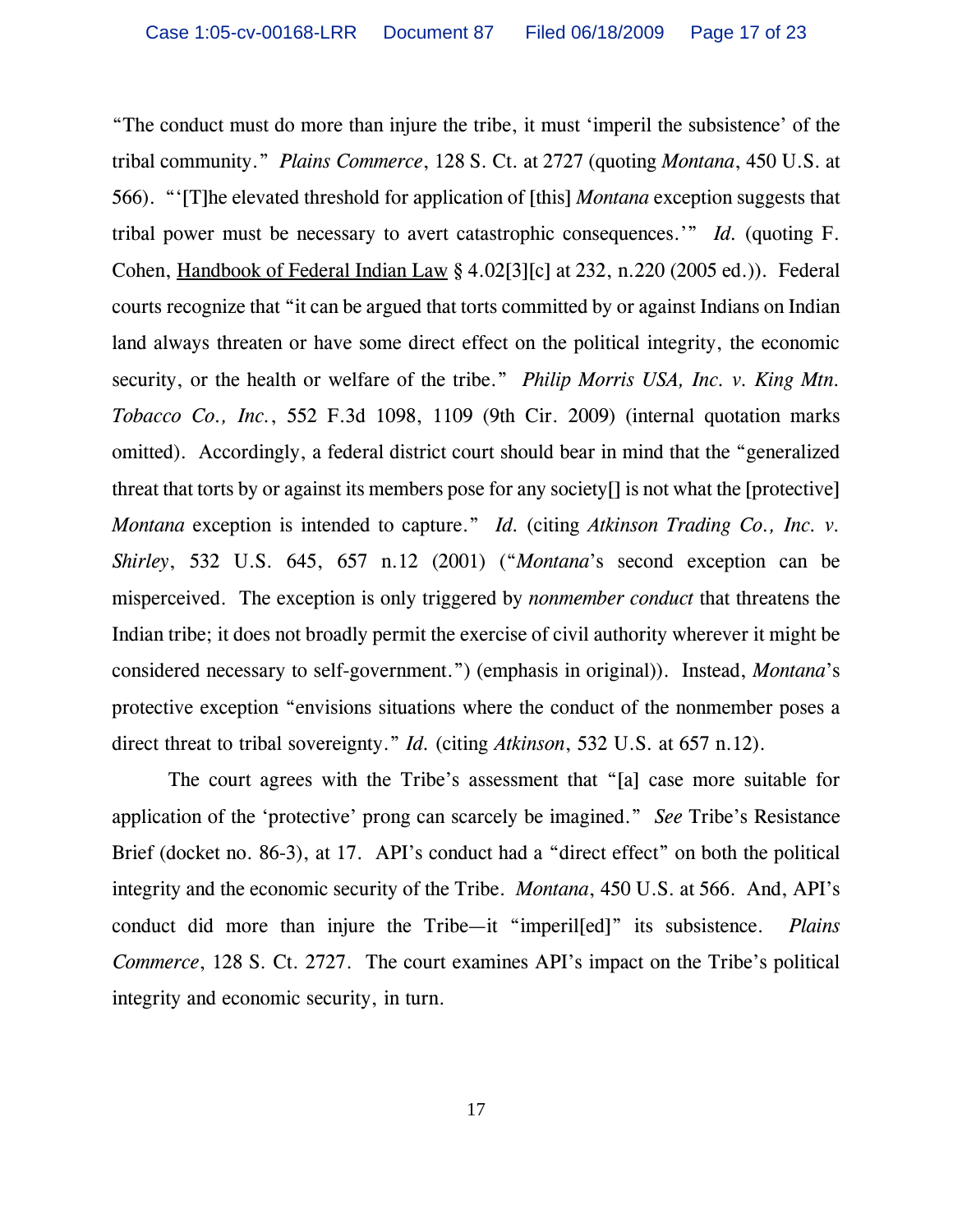"The conduct must do more than injure the tribe, it must 'imperil the subsistence' of the tribal community." *Plains Commerce*, 128 S. Ct. at 2727 (quoting *Montana*, 450 U.S. at 566). "'[T]he elevated threshold for application of [this] *Montana* exception suggests that tribal power must be necessary to avert catastrophic consequences.'" *Id.* (quoting F. Cohen, Handbook of Federal Indian Law § 4.02[3][c] at 232, n.220 (2005 ed.)). Federal courts recognize that "it can be argued that torts committed by or against Indians on Indian land always threaten or have some direct effect on the political integrity, the economic security, or the health or welfare of the tribe." *Philip Morris USA, Inc. v. King Mtn. Tobacco Co., Inc.*, 552 F.3d 1098, 1109 (9th Cir. 2009) (internal quotation marks omitted). Accordingly, a federal district court should bear in mind that the "generalized threat that torts by or against its members pose for any society[] is not what the [protective] *Montana* exception is intended to capture." *Id.* (citing *Atkinson Trading Co., Inc. v. Shirley*, 532 U.S. 645, 657 n.12 (2001) ("*Montana*'s second exception can be misperceived. The exception is only triggered by *nonmember conduct* that threatens the Indian tribe; it does not broadly permit the exercise of civil authority wherever it might be considered necessary to self-government.") (emphasis in original)). Instead, *Montana*'s protective exception "envisions situations where the conduct of the nonmember poses a direct threat to tribal sovereignty." *Id.* (citing *Atkinson*, 532 U.S. at 657 n.12).

The court agrees with the Tribe's assessment that "[a] case more suitable for application of the 'protective' prong can scarcely be imagined." *See* Tribe's Resistance Brief (docket no. 86-3), at 17. API's conduct had a "direct effect" on both the political integrity and the economic security of the Tribe. *Montana*, 450 U.S. at 566. And, API's conduct did more than injure the Tribe—it "imperil[ed]" its subsistence. *Plains Commerce*, 128 S. Ct. 2727. The court examines API's impact on the Tribe's political integrity and economic security, in turn.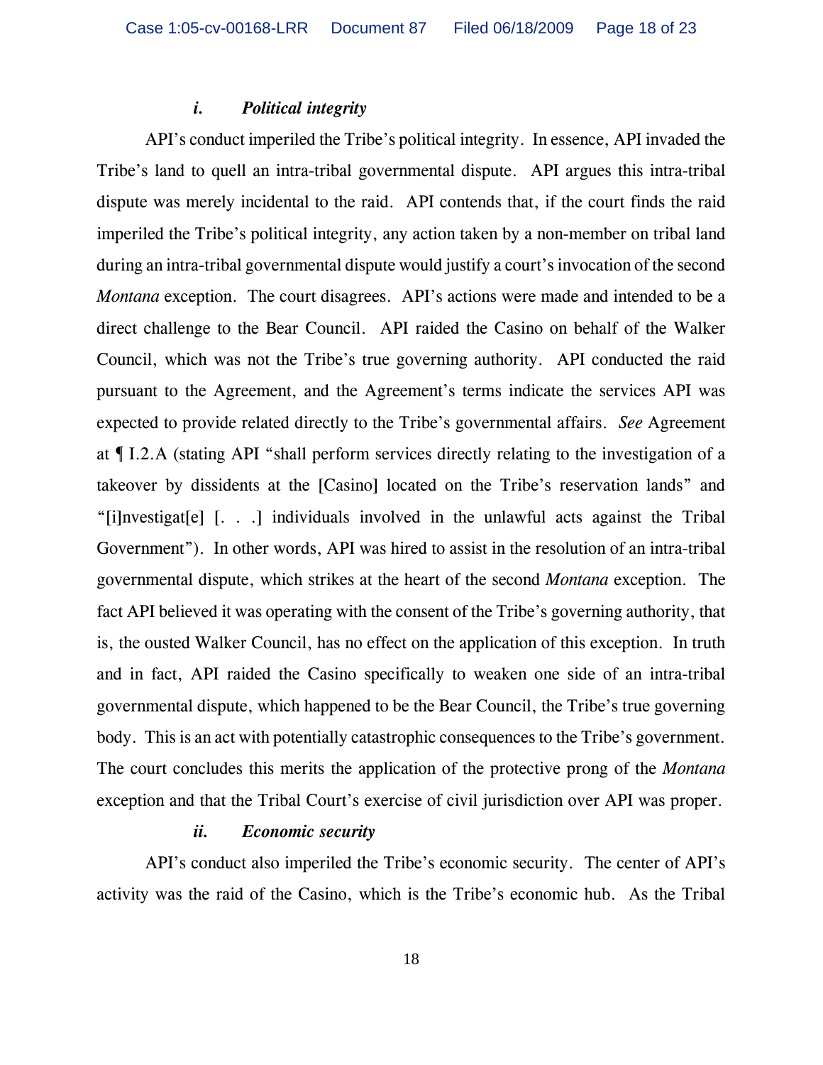#### *i. Political integrity*

API's conduct imperiled the Tribe's political integrity. In essence, API invaded the Tribe's land to quell an intra-tribal governmental dispute. API argues this intra-tribal dispute was merely incidental to the raid. API contends that, if the court finds the raid imperiled the Tribe's political integrity, any action taken by a non-member on tribal land during an intra-tribal governmental dispute would justify a court's invocation of the second *Montana* exception. The court disagrees. API's actions were made and intended to be a direct challenge to the Bear Council. API raided the Casino on behalf of the Walker Council, which was not the Tribe's true governing authority. API conducted the raid pursuant to the Agreement, and the Agreement's terms indicate the services API was expected to provide related directly to the Tribe's governmental affairs. *See* Agreement at ¶ I.2.A (stating API "shall perform services directly relating to the investigation of a takeover by dissidents at the [Casino] located on the Tribe's reservation lands" and "[i]nvestigat[e] [. . .] individuals involved in the unlawful acts against the Tribal Government"). In other words, API was hired to assist in the resolution of an intra-tribal governmental dispute, which strikes at the heart of the second *Montana* exception. The fact API believed it was operating with the consent of the Tribe's governing authority, that is, the ousted Walker Council, has no effect on the application of this exception. In truth and in fact, API raided the Casino specifically to weaken one side of an intra-tribal governmental dispute, which happened to be the Bear Council, the Tribe's true governing body. This is an act with potentially catastrophic consequences to the Tribe's government. The court concludes this merits the application of the protective prong of the *Montana* exception and that the Tribal Court's exercise of civil jurisdiction over API was proper.

#### *ii. Economic security*

API's conduct also imperiled the Tribe's economic security. The center of API's activity was the raid of the Casino, which is the Tribe's economic hub. As the Tribal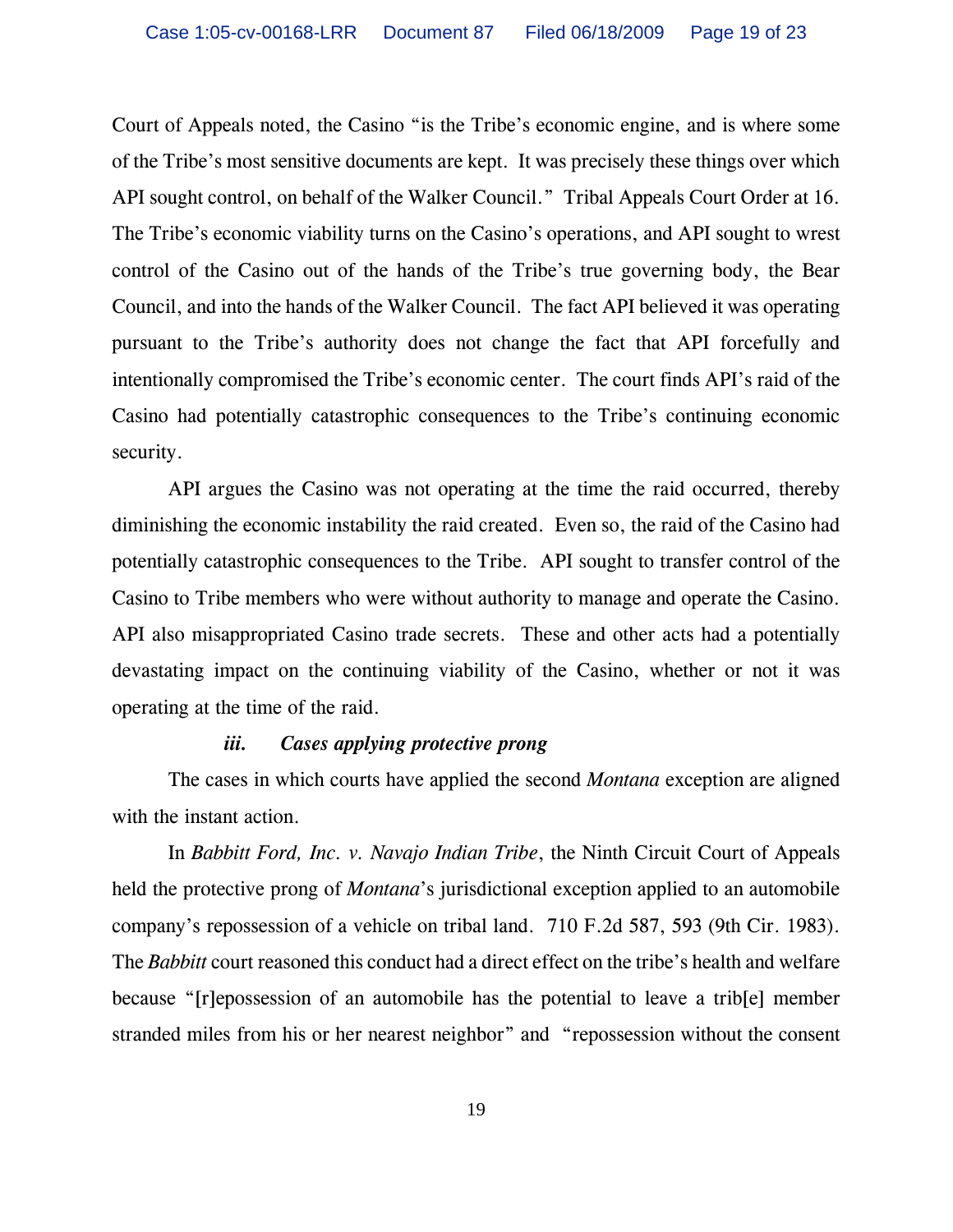Court of Appeals noted, the Casino "is the Tribe's economic engine, and is where some of the Tribe's most sensitive documents are kept. It was precisely these things over which API sought control, on behalf of the Walker Council." Tribal Appeals Court Order at 16. The Tribe's economic viability turns on the Casino's operations, and API sought to wrest control of the Casino out of the hands of the Tribe's true governing body, the Bear Council, and into the hands of the Walker Council. The fact API believed it was operating pursuant to the Tribe's authority does not change the fact that API forcefully and intentionally compromised the Tribe's economic center. The court finds API's raid of the Casino had potentially catastrophic consequences to the Tribe's continuing economic security.

API argues the Casino was not operating at the time the raid occurred, thereby diminishing the economic instability the raid created. Even so, the raid of the Casino had potentially catastrophic consequences to the Tribe. API sought to transfer control of the Casino to Tribe members who were without authority to manage and operate the Casino. API also misappropriated Casino trade secrets. These and other acts had a potentially devastating impact on the continuing viability of the Casino, whether or not it was operating at the time of the raid.

***iii. Cases applying protective prong***

The cases in which courts have applied the second *Montana* exception are aligned with the instant action.

In *Babbitt Ford, Inc. v. Navajo Indian Tribe*, the Ninth Circuit Court of Appeals held the protective prong of *Montana*'s jurisdictional exception applied to an automobile company's repossession of a vehicle on tribal land. 710 F.2d 587, 593 (9th Cir. 1983). The *Babbitt* court reasoned this conduct had a direct effect on the tribe's health and welfare because "[r]epossession of an automobile has the potential to leave a trib[e] member stranded miles from his or her nearest neighbor" and "repossession without the consent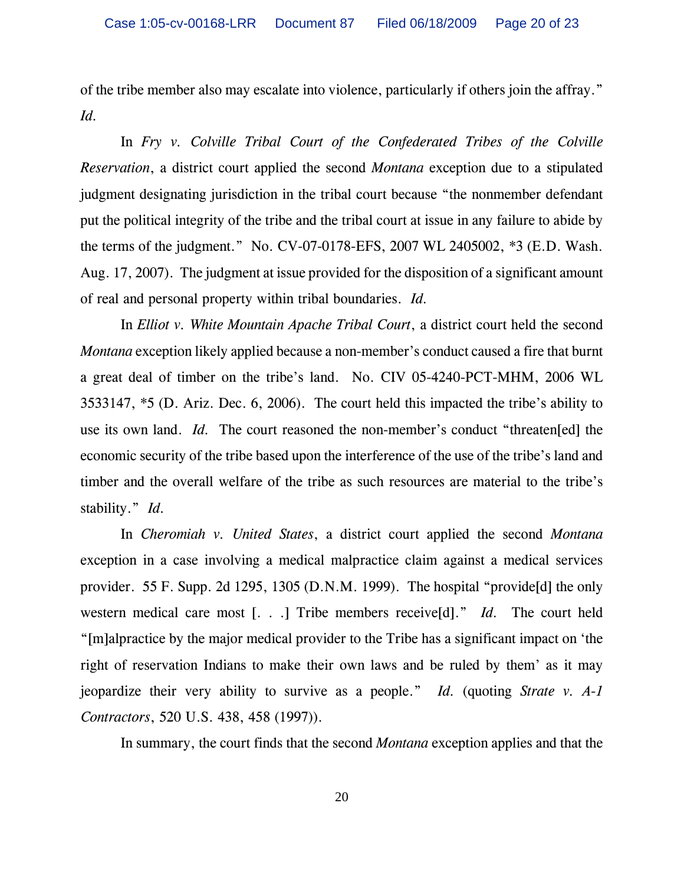of the tribe member also may escalate into violence, particularly if others join the affray." *Id.*

In *Fry v. Colville Tribal Court of the Confederated Tribes of the Colville Reservation*, a district court applied the second *Montana* exception due to a stipulated judgment designating jurisdiction in the tribal court because "the nonmember defendant put the political integrity of the tribe and the tribal court at issue in any failure to abide by the terms of the judgment." No. CV-07-0178-EFS, 2007 WL 2405002, *3 (E.D. Wash. Aug. 17, 2007). The judgment at issue provided for the disposition of a significant amount of real and personal property within tribal boundaries. *Id.*

In *Elliot v. White Mountain Apache Tribal Court*, a district court held the second *Montana* exception likely applied because a non-member's conduct caused a fire that burnt a great deal of timber on the tribe's land. No. CIV 05-4240-PCT-MHM, 2006 WL 3533147, *5 (D. Ariz. Dec. 6, 2006). The court held this impacted the tribe's ability to use its own land. *Id.* The court reasoned the non-member's conduct "threaten[ed] the economic security of the tribe based upon the interference of the use of the tribe's land and timber and the overall welfare of the tribe as such resources are material to the tribe's stability." *Id.*

In *Cheromiah v. United States*, a district court applied the second *Montana* exception in a case involving a medical malpractice claim against a medical services provider. 55 F. Supp. 2d 1295, 1305 (D.N.M. 1999). The hospital "provide[d] the only western medical care most [. . .] Tribe members receive[d]." *Id.* The court held "[m]alpractice by the major medical provider to the Tribe has a significant impact on 'the right of reservation Indians to make their own laws and be ruled by them' as it may jeopardize their very ability to survive as a people." *Id.* (quoting *Strate v. A-1 Contractors*, 520 U.S. 438, 458 (1997)).

In summary, the court finds that the second *Montana* exception applies and that the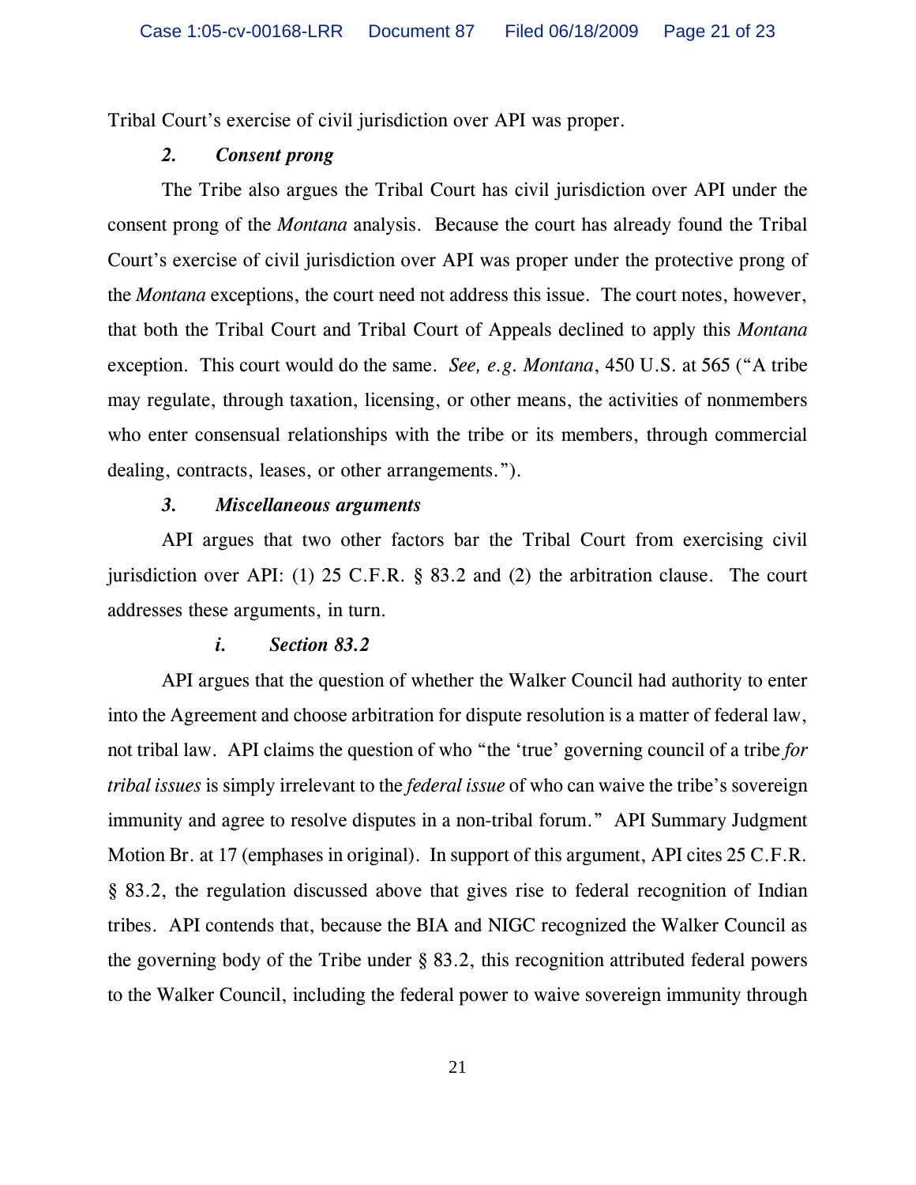Tribal Court's exercise of civil jurisdiction over API was proper.

### *2. Consent prong*

The Tribe also argues the Tribal Court has civil jurisdiction over API under the consent prong of the *Montana* analysis. Because the court has already found the Tribal Court's exercise of civil jurisdiction over API was proper under the protective prong of the *Montana* exceptions, the court need not address this issue. The court notes, however, that both the Tribal Court and Tribal Court of Appeals declined to apply this *Montana* exception. This court would do the same. *See, e.g. Montana*, 450 U.S. at 565 ("A tribe may regulate, through taxation, licensing, or other means, the activities of nonmembers who enter consensual relationships with the tribe or its members, through commercial dealing, contracts, leases, or other arrangements.").

### *3. Miscellaneous arguments*

API argues that two other factors bar the Tribal Court from exercising civil jurisdiction over API: (1) 25 C.F.R. § 83.2 and (2) the arbitration clause. The court addresses these arguments, in turn.

#### *i. Section 83.2*

API argues that the question of whether the Walker Council had authority to enter into the Agreement and choose arbitration for dispute resolution is a matter of federal law, not tribal law. API claims the question of who "the 'true' governing council of a tribe *for tribal issues* is simply irrelevant to the *federal issue* of who can waive the tribe's sovereign immunity and agree to resolve disputes in a non-tribal forum." API Summary Judgment Motion Br. at 17 (emphases in original). In support of this argument, API cites 25 C.F.R. § 83.2, the regulation discussed above that gives rise to federal recognition of Indian tribes. API contends that, because the BIA and NIGC recognized the Walker Council as the governing body of the Tribe under § 83.2, this recognition attributed federal powers to the Walker Council, including the federal power to waive sovereign immunity through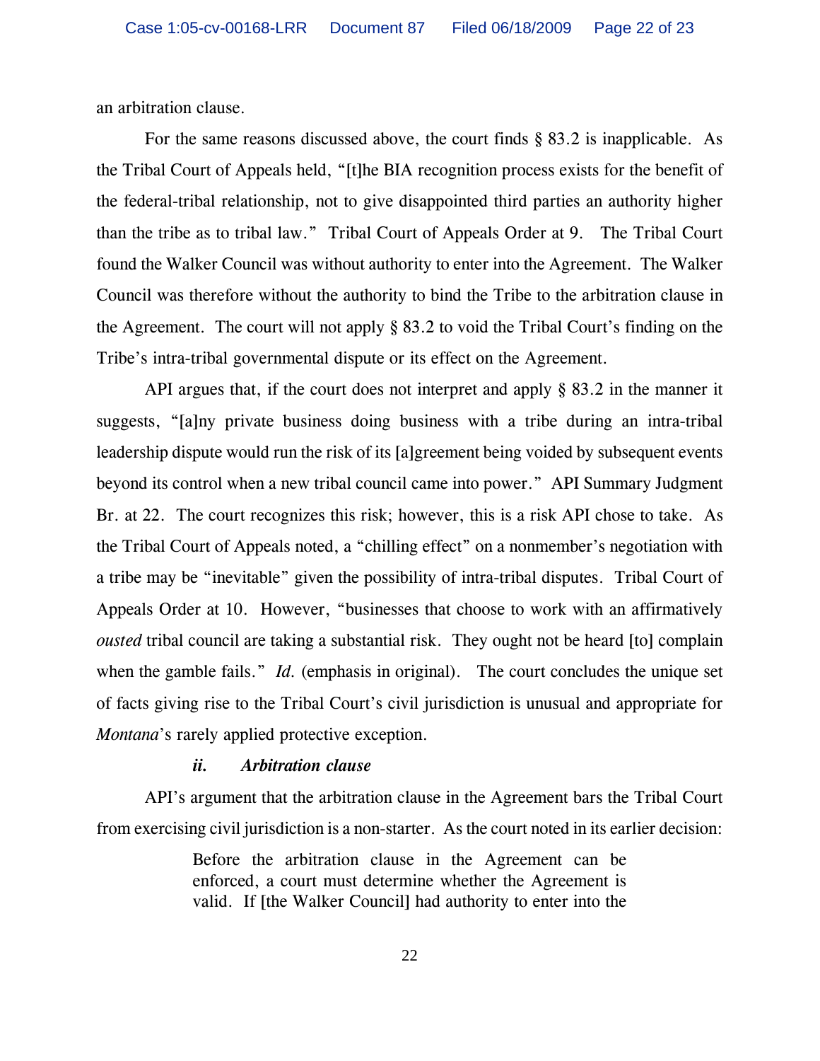an arbitration clause.

For the same reasons discussed above, the court finds § 83.2 is inapplicable. As the Tribal Court of Appeals held, "[t]he BIA recognition process exists for the benefit of the federal-tribal relationship, not to give disappointed third parties an authority higher than the tribe as to tribal law." Tribal Court of Appeals Order at 9. The Tribal Court found the Walker Council was without authority to enter into the Agreement. The Walker Council was therefore without the authority to bind the Tribe to the arbitration clause in the Agreement. The court will not apply § 83.2 to void the Tribal Court's finding on the Tribe's intra-tribal governmental dispute or its effect on the Agreement.

API argues that, if the court does not interpret and apply § 83.2 in the manner it suggests, "[a]ny private business doing business with a tribe during an intra-tribal leadership dispute would run the risk of its [a]greement being voided by subsequent events beyond its control when a new tribal council came into power." API Summary Judgment Br. at 22. The court recognizes this risk; however, this is a risk API chose to take. As the Tribal Court of Appeals noted, a "chilling effect" on a nonmember's negotiation with a tribe may be "inevitable" given the possibility of intra-tribal disputes. Tribal Court of Appeals Order at 10. However, "businesses that choose to work with an affirmatively *ousted* tribal council are taking a substantial risk. They ought not be heard [to] complain when the gamble fails." *Id.* (emphasis in original). The court concludes the unique set of facts giving rise to the Tribal Court's civil jurisdiction is unusual and appropriate for *Montana*'s rarely applied protective exception.

***ii. Arbitration clause***

API's argument that the arbitration clause in the Agreement bars the Tribal Court from exercising civil jurisdiction is a non-starter. As the court noted in its earlier decision:

> Before the arbitration clause in the Agreement can be enforced, a court must determine whether the Agreement is valid. If [the Walker Council] had authority to enter into the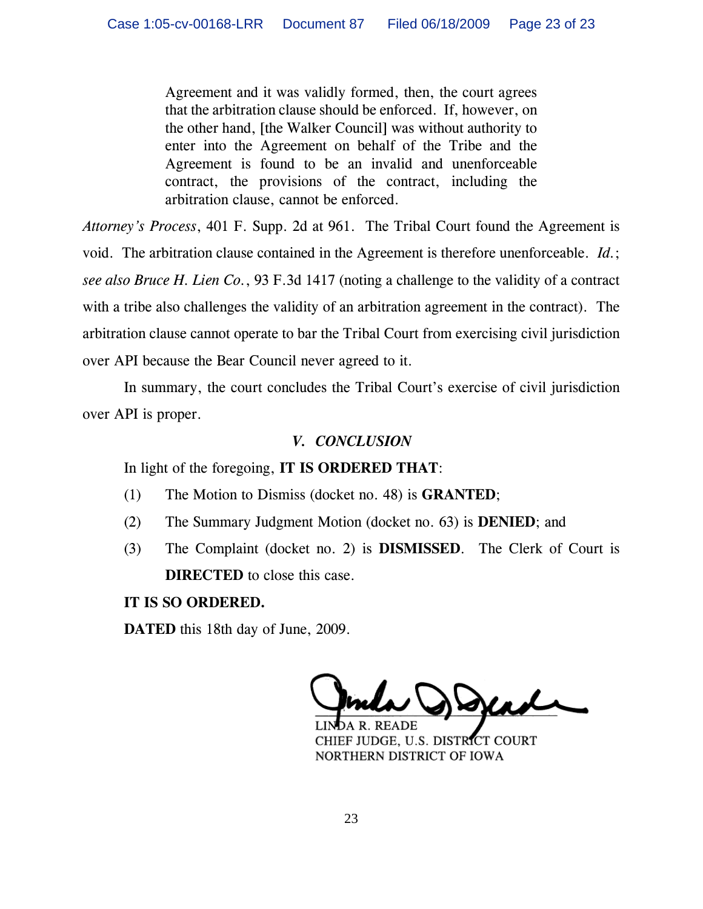> Agreement and it was validly formed, then, the court agrees that the arbitration clause should be enforced. If, however, on the other hand, [the Walker Council] was without authority to enter into the Agreement on behalf of the Tribe and the Agreement is found to be an invalid and unenforceable contract, the provisions of the contract, including the arbitration clause, cannot be enforced.

*Attorney's Process*, 401 F. Supp. 2d at 961. The Tribal Court found the Agreement is void. The arbitration clause contained in the Agreement is therefore unenforceable. *Id.*; *see also Bruce H. Lien Co.*, 93 F.3d 1417 (noting a challenge to the validity of a contract with a tribe also challenges the validity of an arbitration agreement in the contract). The arbitration clause cannot operate to bar the Tribal Court from exercising civil jurisdiction over API because the Bear Council never agreed to it.

In summary, the court concludes the Tribal Court's exercise of civil jurisdiction over API is proper.

## *V. CONCLUSION*

In light of the foregoing, **IT IS ORDERED THAT**:

(1) The Motion to Dismiss (docket no. 48) is **GRANTED**;

(2) The Summary Judgment Motion (docket no. 63) is **DENIED**; and

(3) The Complaint (docket no. 2) is **DISMISSED**. The Clerk of Court is **DIRECTED** to close this case.

**IT IS SO ORDERED.**

**DATED** this 18th day of June, 2009.

LINDA R. READE
CHIEF JUDGE, U.S. DISTRICT COURT
NORTHERN DISTRICT OF IOWA